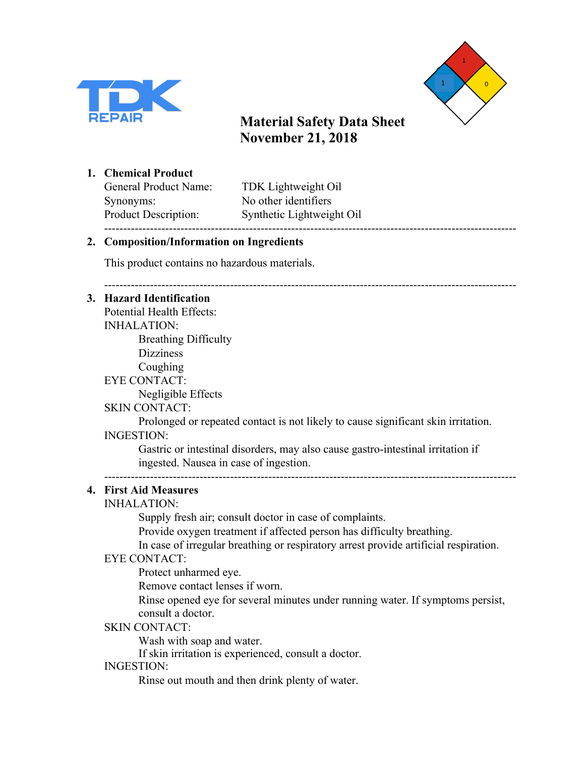TDK REPAIR

# Material Safety Data Sheet
# November 21, 2018

## 1. Chemical Product

| | |
|---|---|
| General Product Name: | TDK Lightweight Oil |
| Synonyms: | No other identifiers |
| Product Description: | Synthetic Lightweight Oil |

---

## 2. Composition/Information on Ingredients

This product contains no hazardous materials.

---

## 3. Hazard Identification

Potential Health Effects:

INHALATION:

- Breathing Difficulty
- Dizziness
- Coughing

EYE CONTACT:

- Negligible Effects

SKIN CONTACT:

- Prolonged or repeated contact is not likely to cause significant skin irritation.

INGESTION:

- Gastric or intestinal disorders, may also cause gastro-intestinal irritation if ingested. Nausea in case of ingestion.

---

## 4. First Aid Measures

INHALATION:

- Supply fresh air; consult doctor in case of complaints.
- Provide oxygen treatment if affected person has difficulty breathing.
- In case of irregular breathing or respiratory arrest provide artificial respiration.

EYE CONTACT:

- Protect unharmed eye.
- Remove contact lenses if worn.
- Rinse opened eye for several minutes under running water. If symptoms persist, consult a doctor.

SKIN CONTACT:

- Wash with soap and water.
- If skin irritation is experienced, consult a doctor.

INGESTION:

- Rinse out mouth and then drink plenty of water.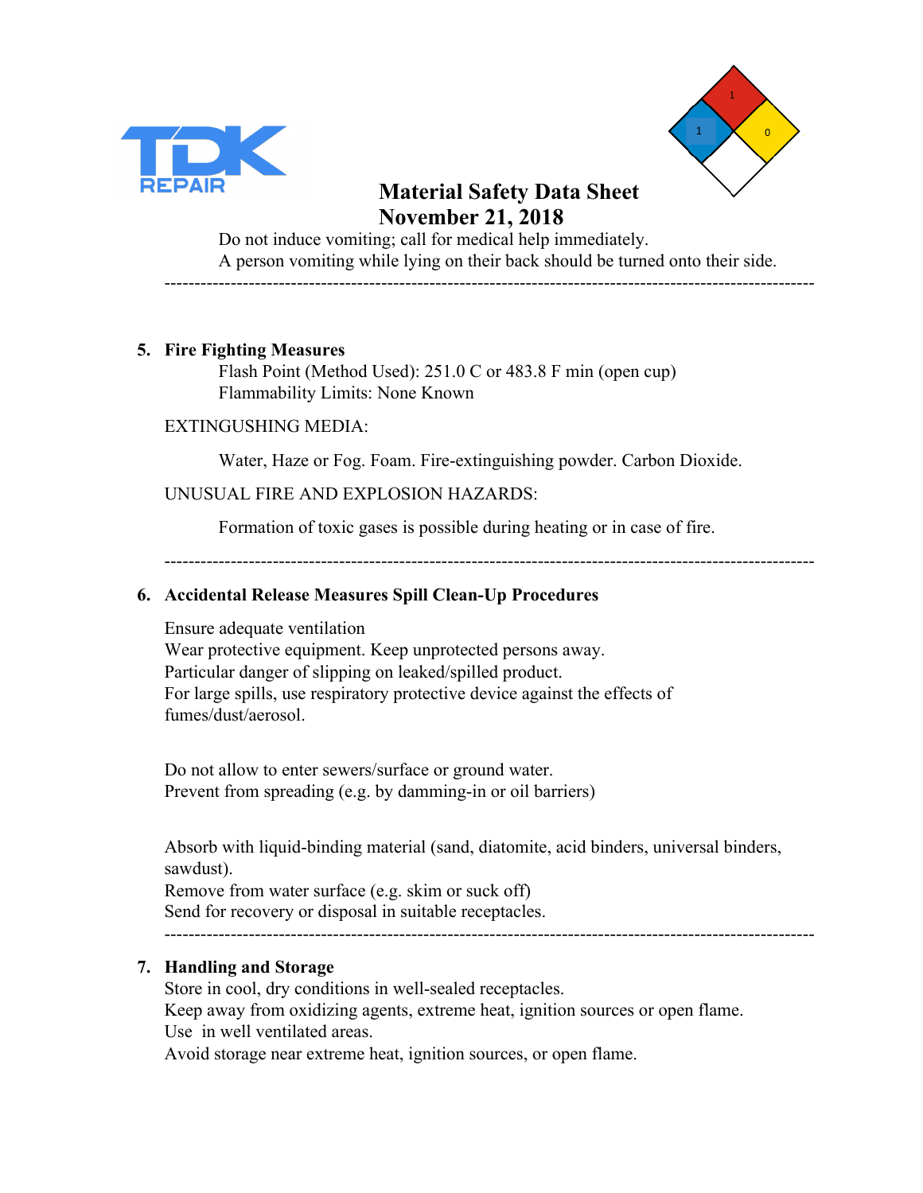Do not induce vomiting; call for medical help immediately.
A person vomiting while lying on their back should be turned onto their side.

---

5. **Fire Fighting Measures**

Flash Point (Method Used): 251.0 C or 483.8 F min (open cup)
Flammability Limits: None Known

EXTINGUSHING MEDIA:

Water, Haze or Fog. Foam. Fire-extinguishing powder. Carbon Dioxide.

UNUSUAL FIRE AND EXPLOSION HAZARDS:

Formation of toxic gases is possible during heating or in case of fire.

---

6. **Accidental Release Measures Spill Clean-Up Procedures**

Ensure adequate ventilation
Wear protective equipment. Keep unprotected persons away.
Particular danger of slipping on leaked/spilled product.
For large spills, use respiratory protective device against the effects of fumes/dust/aerosol.

Do not allow to enter sewers/surface or ground water.
Prevent from spreading (e.g. by damming-in or oil barriers)

Absorb with liquid-binding material (sand, diatomite, acid binders, universal binders, sawdust).
Remove from water surface (e.g. skim or suck off)
Send for recovery or disposal in suitable receptacles.

---

7. **Handling and Storage**

Store in cool, dry conditions in well-sealed receptacles.
Keep away from oxidizing agents, extreme heat, ignition sources or open flame.
Use in well ventilated areas.
Avoid storage near extreme heat, ignition sources, or open flame.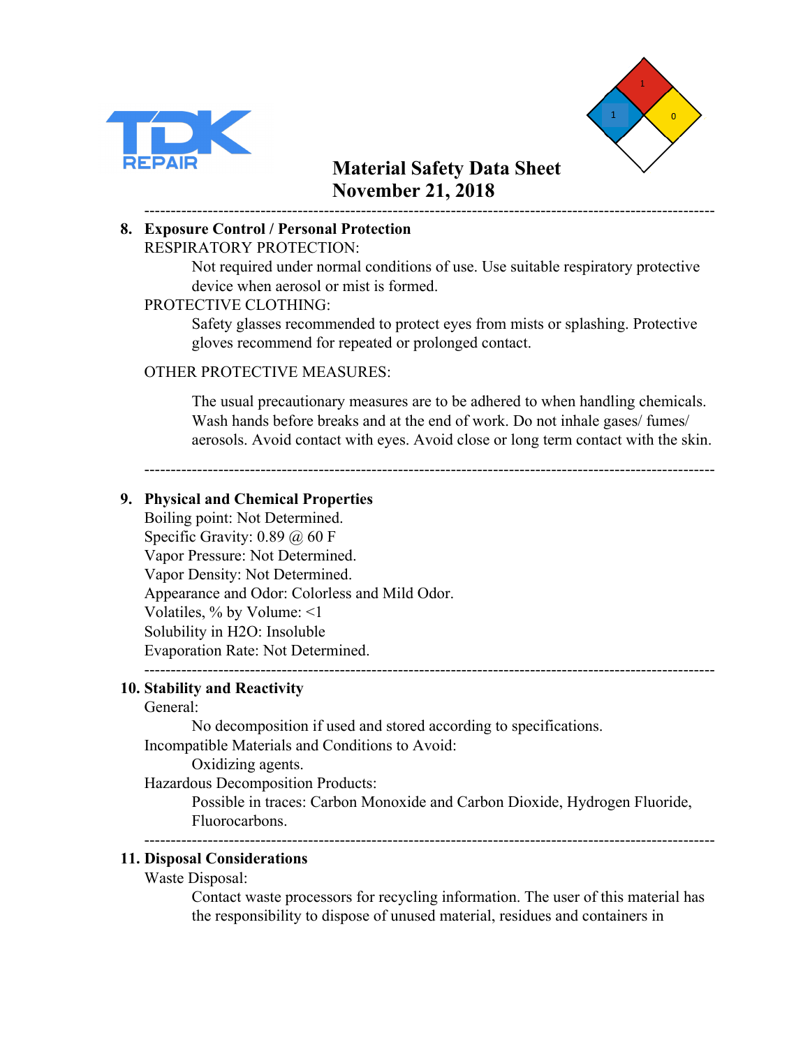# Material Safety Data Sheet
## November 21, 2018

---

## 8. Exposure Control / Personal Protection

RESPIRATORY PROTECTION:

Not required under normal conditions of use. Use suitable respiratory protective device when aerosol or mist is formed.

PROTECTIVE CLOTHING:

Safety glasses recommended to protect eyes from mists or splashing. Protective gloves recommend for repeated or prolonged contact.

OTHER PROTECTIVE MEASURES:

The usual precautionary measures are to be adhered to when handling chemicals. Wash hands before breaks and at the end of work. Do not inhale gases/ fumes/ aerosols. Avoid contact with eyes. Avoid close or long term contact with the skin.

---

## 9. Physical and Chemical Properties

Boiling point: Not Determined.
Specific Gravity: 0.89 @ 60 F
Vapor Pressure: Not Determined.
Vapor Density: Not Determined.
Appearance and Odor: Colorless and Mild Odor.
Volatiles, % by Volume: <1
Solubility in $H_2O$: Insoluble
Evaporation Rate: Not Determined.

---

## 10. Stability and Reactivity

General:

No decomposition if used and stored according to specifications.

Incompatible Materials and Conditions to Avoid:

Oxidizing agents.

Hazardous Decomposition Products:

Possible in traces: Carbon Monoxide and Carbon Dioxide, Hydrogen Fluoride, Fluorocarbons.

---

## 11. Disposal Considerations

Waste Disposal:

Contact waste processors for recycling information. The user of this material has the responsibility to dispose of unused material, residues and containers in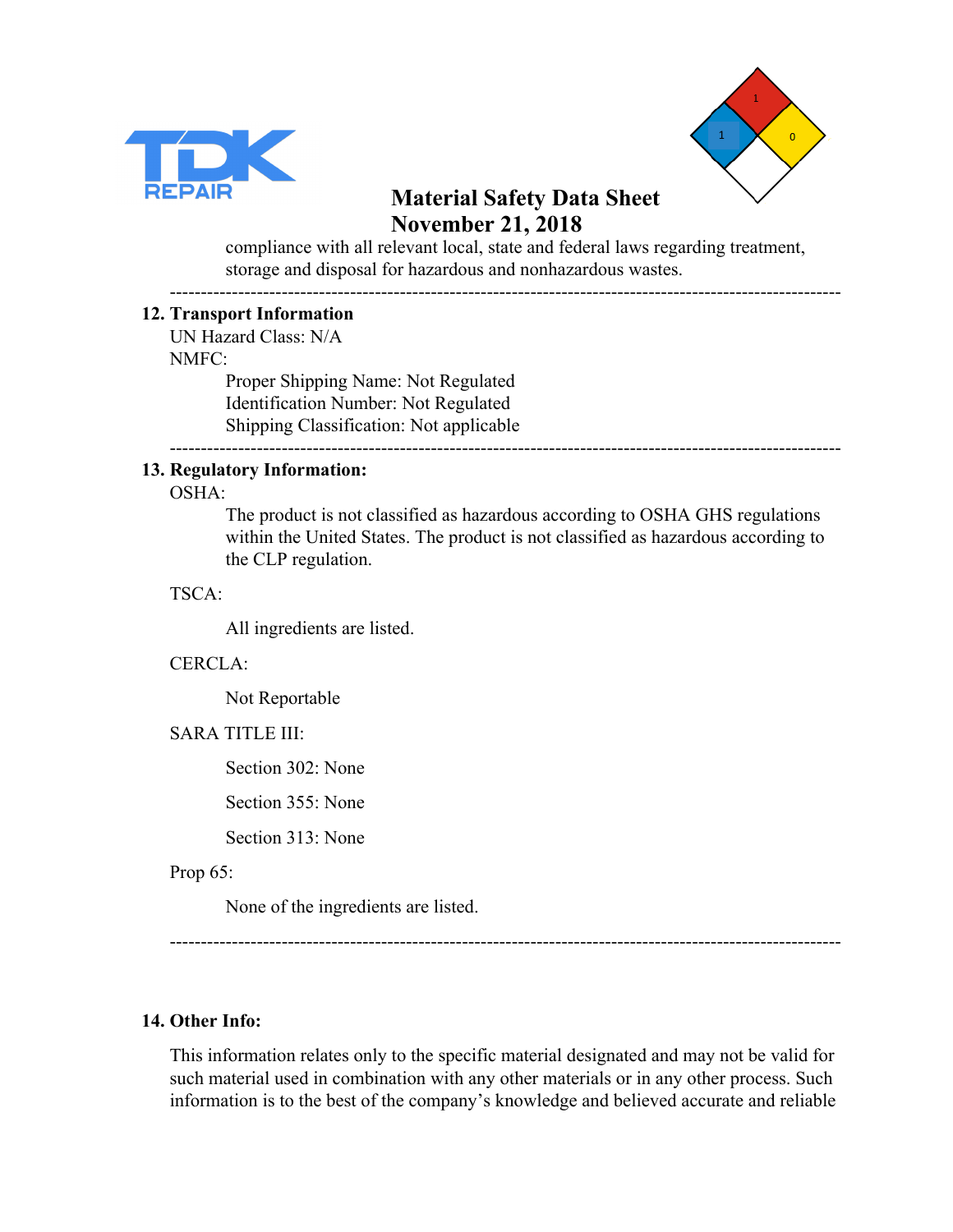compliance with all relevant local, state and federal laws regarding treatment, storage and disposal for hazardous and nonhazardous wastes.

---

## 12. Transport Information

UN Hazard Class: N/A

NMFC:

Proper Shipping Name: Not Regulated
Identification Number: Not Regulated
Shipping Classification: Not applicable

---

## 13. Regulatory Information:

OSHA:

The product is not classified as hazardous according to OSHA GHS regulations within the United States. The product is not classified as hazardous according to the CLP regulation.

TSCA:

All ingredients are listed.

CERCLA:

Not Reportable

SARA TITLE III:

Section 302: None

Section 355: None

Section 313: None

Prop 65:

None of the ingredients are listed.

---

## 14. Other Info:

This information relates only to the specific material designated and may not be valid for such material used in combination with any other materials or in any other process. Such information is to the best of the company's knowledge and believed accurate and reliable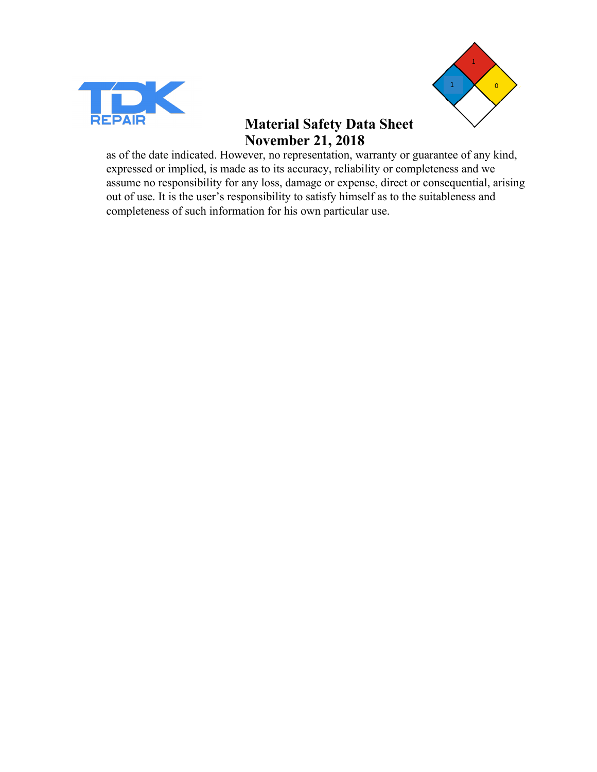# Material Safety Data Sheet
# November 21, 2018

as of the date indicated. However, no representation, warranty or guarantee of any kind, expressed or implied, is made as to its accuracy, reliability or completeness and we assume no responsibility for any loss, damage or expense, direct or consequential, arising out of use. It is the user's responsibility to satisfy himself as to the suitableness and completeness of such information for his own particular use.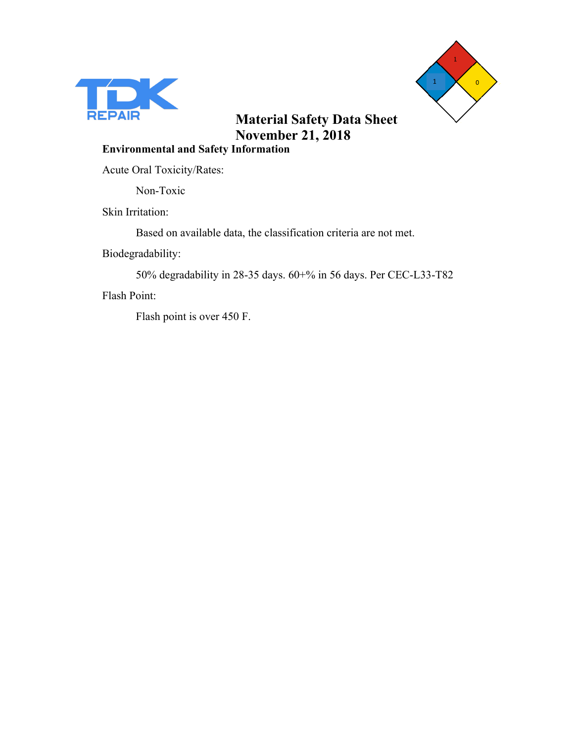TDK REPAIR

# Material Safety Data Sheet
# November 21, 2018

**Environmental and Safety Information**

Acute Oral Toxicity/Rates:

Non-Toxic

Skin Irritation:

Based on available data, the classification criteria are not met.

Biodegradability:

50% degradability in 28-35 days. 60+% in 56 days. Per CEC-L33-T82

Flash Point:

Flash point is over 450 F.